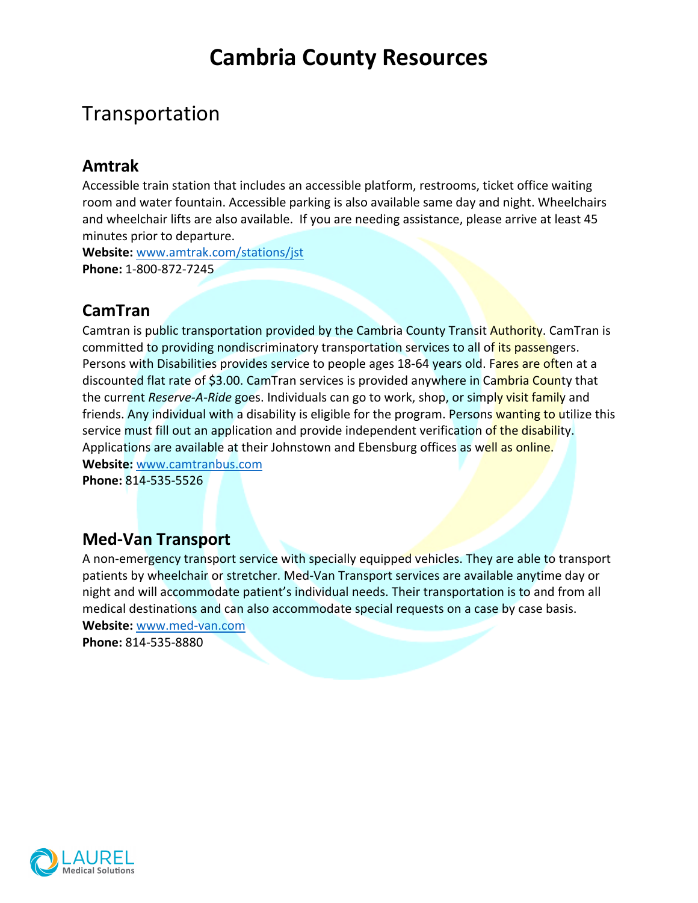# Cambria County Resources

## Transportation

### Amtrak

Accessible train station that includes an accessible platform, restrooms, ticket office waiting room and water fountain. Accessible parking is also available same day and night. Wheelchairs and wheelchair lifts are also available. If you are needing assistance, please arrive at least 45 minutes prior to departure.

**Website:** www.amtrak.com/stations/jst
**Phone:** 1-800-872-7245

### CamTran

Camtran is public transportation provided by the Cambria County Transit Authority. CamTran is committed to providing nondiscriminatory transportation services to all of its passengers. Persons with Disabilities provides service to people ages 18-64 years old. Fares are often at a discounted flat rate of $3.00. CamTran services is provided anywhere in Cambria County that the current *Reserve-A-Ride* goes. Individuals can go to work, shop, or simply visit family and friends. Any individual with a disability is eligible for the program. Persons wanting to utilize this service must fill out an application and provide independent verification of the disability. Applications are available at their Johnstown and Ebensburg offices as well as online.

**Website:** www.camtranbus.com
**Phone:** 814-535-5526

### Med-Van Transport

A non-emergency transport service with specially equipped vehicles. They are able to transport patients by wheelchair or stretcher. Med-Van Transport services are available anytime day or night and will accommodate patient's individual needs. Their transportation is to and from all medical destinations and can also accommodate special requests on a case by case basis.

**Website:** www.med-van.com
**Phone:** 814-535-8880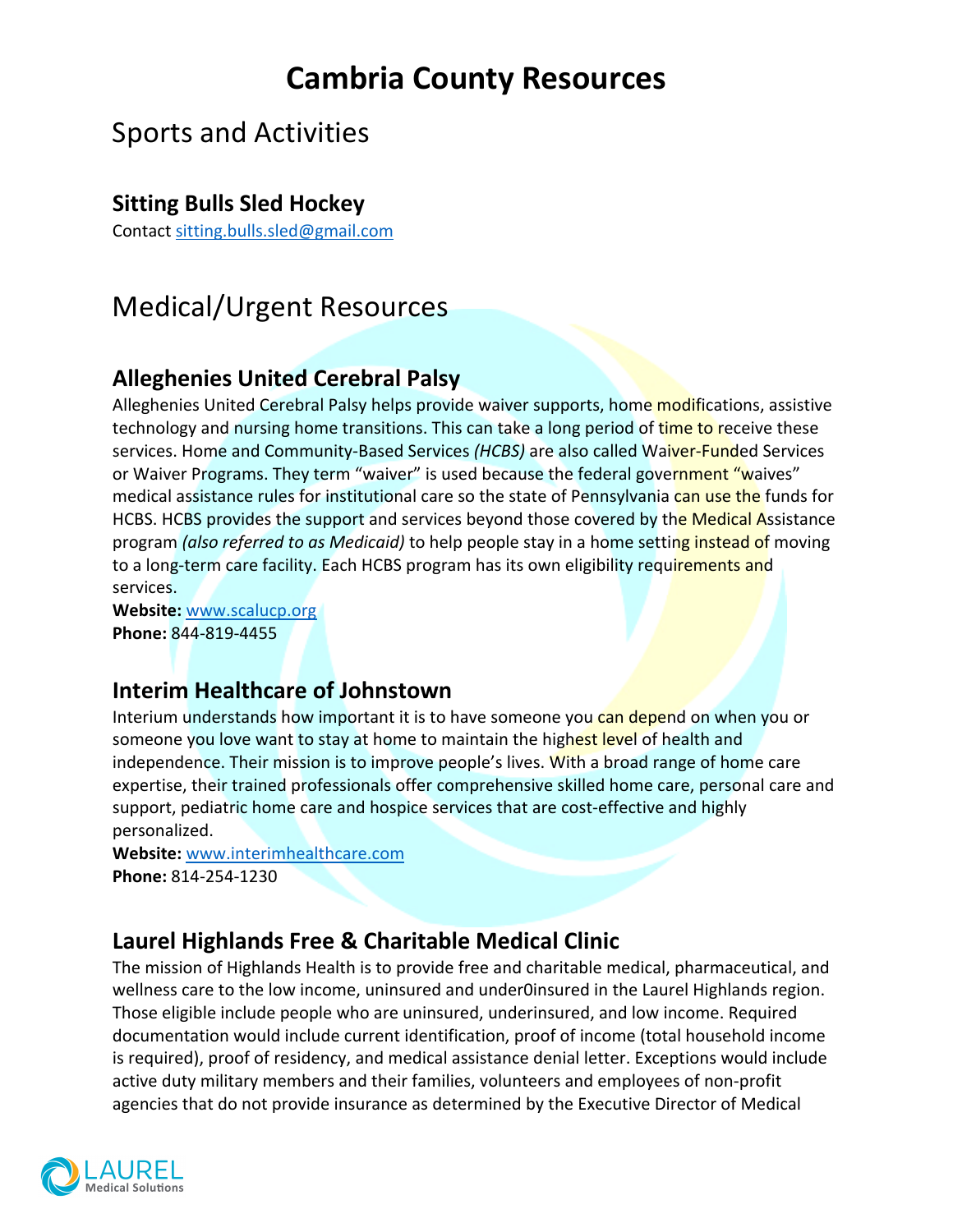# Cambria County Resources

## Sports and Activities

### Sitting Bulls Sled Hockey

Contact sitting.bulls.sled@gmail.com

## Medical/Urgent Resources

### Alleghenies United Cerebral Palsy

Alleghenies United Cerebral Palsy helps provide waiver supports, home modifications, assistive technology and nursing home transitions. This can take a long period of time to receive these services. Home and Community-Based Services *(HCBS)* are also called Waiver-Funded Services or Waiver Programs. They term "waiver" is used because the federal government "waives" medical assistance rules for institutional care so the state of Pennsylvania can use the funds for HCBS. HCBS provides the support and services beyond those covered by the Medical Assistance program *(also referred to as Medicaid)* to help people stay in a home setting instead of moving to a long-term care facility. Each HCBS program has its own eligibility requirements and services.

**Website:** www.scalucp.org
**Phone:** 844-819-4455

### Interim Healthcare of Johnstown

Interium understands how important it is to have someone you can depend on when you or someone you love want to stay at home to maintain the highest level of health and independence. Their mission is to improve people's lives. With a broad range of home care expertise, their trained professionals offer comprehensive skilled home care, personal care and support, pediatric home care and hospice services that are cost-effective and highly personalized.

**Website:** www.interimhealthcare.com
**Phone:** 814-254-1230

### Laurel Highlands Free & Charitable Medical Clinic

The mission of Highlands Health is to provide free and charitable medical, pharmaceutical, and wellness care to the low income, uninsured and under0insured in the Laurel Highlands region. Those eligible include people who are uninsured, underinsured, and low income. Required documentation would include current identification, proof of income (total household income is required), proof of residency, and medical assistance denial letter. Exceptions would include active duty military members and their families, volunteers and employees of non-profit agencies that do not provide insurance as determined by the Executive Director of Medical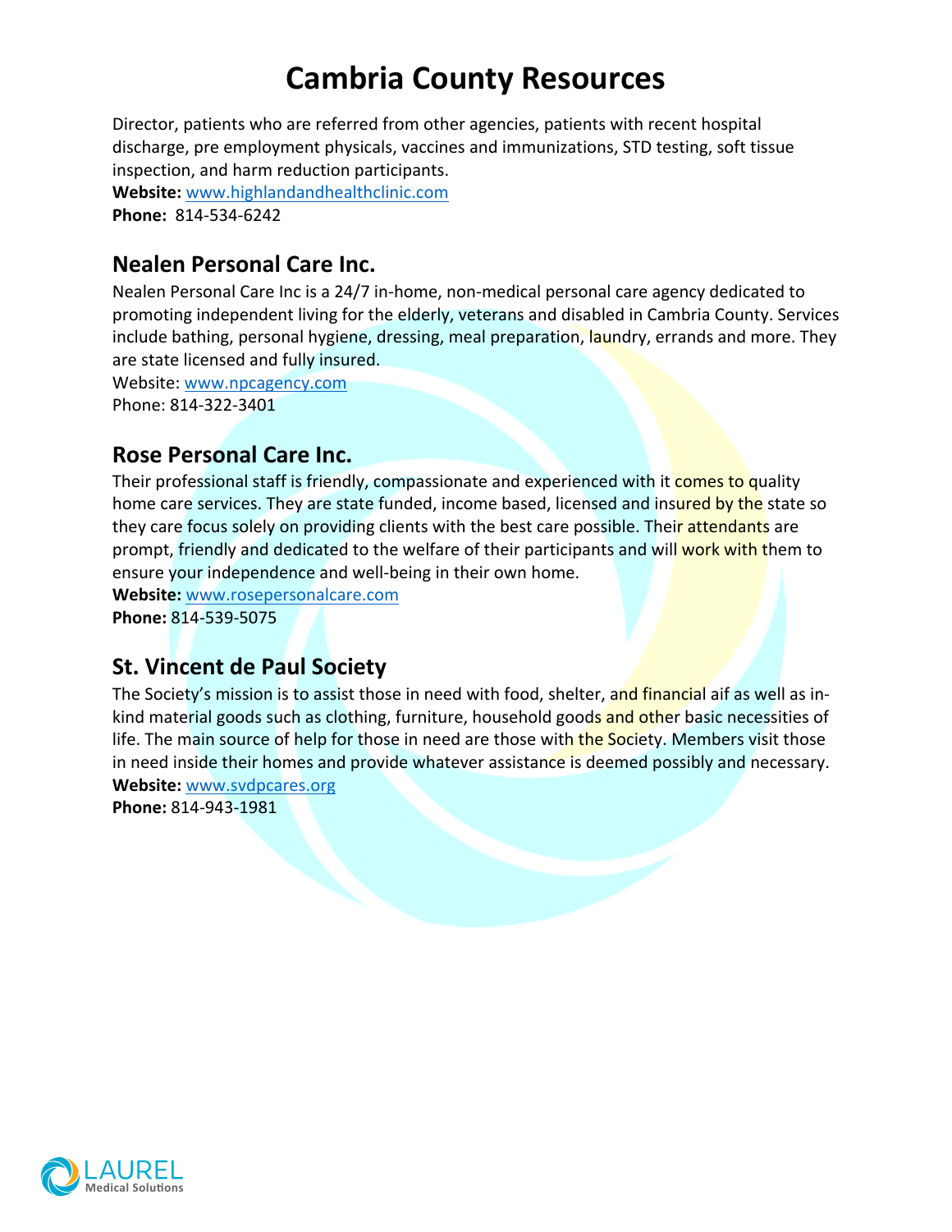# Cambria County Resources

Director, patients who are referred from other agencies, patients with recent hospital discharge, pre employment physicals, vaccines and immunizations, STD testing, soft tissue inspection, and harm reduction participants.

**Website:** www.highlandandhealthclinic.com

**Phone:** 814-534-6242

## Nealen Personal Care Inc.

Nealen Personal Care Inc is a 24/7 in-home, non-medical personal care agency dedicated to promoting independent living for the elderly, veterans and disabled in Cambria County. Services include bathing, personal hygiene, dressing, meal preparation, laundry, errands and more. They are state licensed and fully insured.

Website: www.npcagency.com

Phone: 814-322-3401

## Rose Personal Care Inc.

Their professional staff is friendly, compassionate and experienced with it comes to quality home care services. They are state funded, income based, licensed and insured by the state so they care focus solely on providing clients with the best care possible. Their attendants are prompt, friendly and dedicated to the welfare of their participants and will work with them to ensure your independence and well-being in their own home.

**Website:** www.rosepersonalcare.com

**Phone:** 814-539-5075

## St. Vincent de Paul Society

The Society's mission is to assist those in need with food, shelter, and financial aif as well as in-kind material goods such as clothing, furniture, household goods and other basic necessities of life. The main source of help for those in need are those with the Society. Members visit those in need inside their homes and provide whatever assistance is deemed possibly and necessary.

**Website:** www.svdpcares.org

**Phone:** 814-943-1981